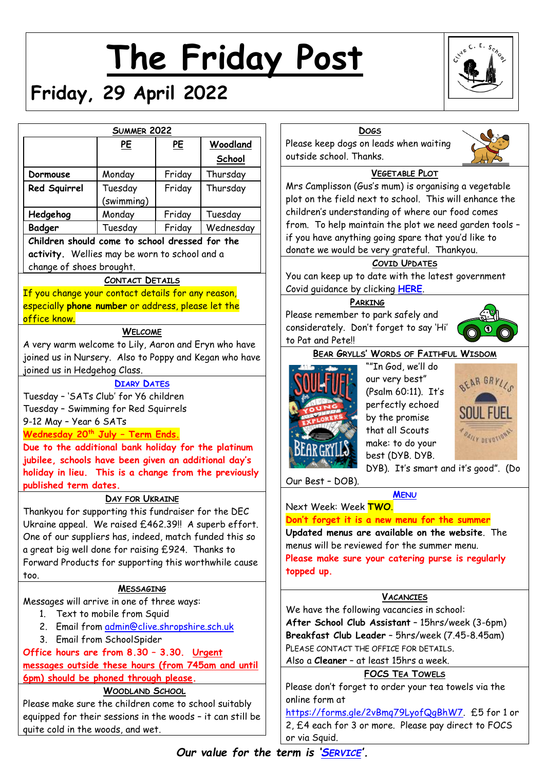# The Friday Post

## Friday, 29 April 2022

### Summer 2022

| | PE | PE | Woodland School |
|---|---|---|---|
| **Dormouse** | Monday | Friday | Thursday |
| **Red Squirrel** | Tuesday (swimming) | Friday | Thursday |
| **Hedgehog** | Monday | Friday | Tuesday |
| **Badger** | Tuesday | Friday | Wednesday |

**Children should come to school dressed for the activity.** Wellies may be worn to school and a change of shoes brought.

### Contact Details

If you change your contact details for any reason, especially **phone number** or address, please let the office know.

### Welcome

A very warm welcome to Lily, Aaron and Eryn who have joined us in Nursery. Also to Poppy and Kegan who have joined us in Hedgehog Class.

### Diary Dates

Tuesday – 'SATs Club' for Y6 children
Tuesday – Swimming for Red Squirrels
9-12 May – Year 6 SATs
**Wednesday 20th July – Term Ends.**
**Due to the additional bank holiday for the platinum jubilee, schools have been given an additional day's holiday in lieu. This is a change from the previously published term dates.**

### Day for Ukraine

Thankyou for supporting this fundraiser for the DEC Ukraine appeal. We raised £462.39!! A superb effort. One of our suppliers has, indeed, match funded this so a great big well done for raising £924. Thanks to Forward Products for supporting this worthwhile cause too.

### Messaging

Messages will arrive in one of three ways:

1. Text to mobile from Squid
2. Email from admin@clive.shropshire.sch.uk
3. Email from SchoolSpider

**Office hours are from 8.30 – 3.30. Urgent messages outside these hours (from 745am and until 6pm) should be phoned through please.**

### Woodland School

Please make sure the children come to school suitably equipped for their sessions in the woods – it can still be quite cold in the woods, and wet.

### Dogs

Please keep dogs on leads when waiting outside school. Thanks.

### Vegetable Plot

Mrs Camplisson (Gus's mum) is organising a vegetable plot on the field next to school. This will enhance the children's understanding of where our food comes from. To help maintain the plot we need garden tools – if you have anything going spare that you'd like to donate we would be very grateful. Thankyou.

### Covid Updates

You can keep up to date with the latest government Covid guidance by clicking HERE.

### Parking

Please remember to park safely and considerately. Don't forget to say 'Hi' to Pat and Pete!!

### Bear Grylls' Words of Faithful Wisdom

""In God, we'll do our very best" (Psalm 60:11). It's perfectly echoed by the promise that all Scouts make: to do your best (DYB. DYB. DYB). It's smart and it's good". (Do Our Best – DOB).

### Menu

Next Week: Week **TWO**.
**Don't forget it is a new menu for the summer**
**Updated menus are available on the website.** The menus will be reviewed for the summer menu.
**Please make sure your catering purse is regularly topped up.**

### Vacancies

We have the following vacancies in school:
**After School Club Assistant** – 15hrs/week (3-6pm)
**Breakfast Club Leader** – 5hrs/week (7.45-8.45am)
Please contact the office for details.
Also a **Cleaner** – at least 15hrs a week.

### FOCS Tea Towels

Please don't forget to order your tea towels via the online form at https://forms.gle/2vBmq79LyofQgBhW7. £5 for 1 or 2, £4 each for 3 or more. Please pay direct to FOCS or via Squid.

***Our value for the term is 'Service'.***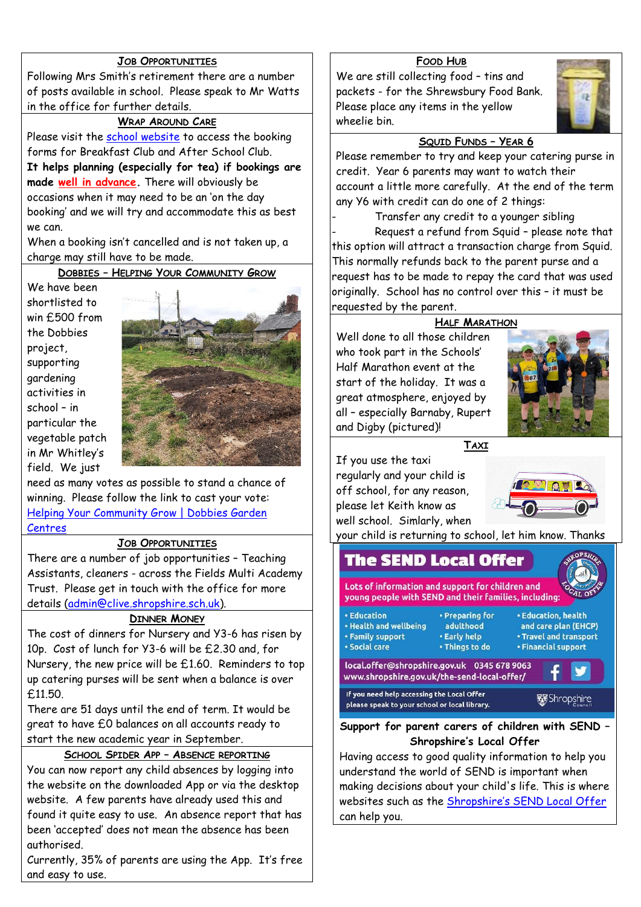## Job Opportunities

Following Mrs Smith's retirement there are a number of posts available in school. Please speak to Mr Watts in the office for further details.

## Wrap Around Care

Please visit the school website to access the booking forms for Breakfast Club and After School Club.

**It helps planning (especially for tea) if bookings are made well in advance.** There will obviously be occasions when it may need to be an 'on the day booking' and we will try and accommodate this as best we can.

When a booking isn't cancelled and is not taken up, a charge may still have to be made.

## Dobbies – Helping Your Community Grow

We have been shortlisted to win £500 from the Dobbies project, supporting gardening activities in school – in particular the vegetable patch in Mr Whitley's field. We just need as many votes as possible to stand a chance of winning. Please follow the link to cast your vote:

Helping Your Community Grow | Dobbies Garden Centres

## Job Opportunities

There are a number of job opportunities – Teaching Assistants, cleaners – across the Fields Multi Academy Trust. Please get in touch with the office for more details (admin@clive.shropshire.sch.uk).

## Dinner Money

The cost of dinners for Nursery and Y3-6 has risen by 10p. Cost of lunch for Y3-6 will be £2.30 and, for Nursery, the new price will be £1.60. Reminders to top up catering purses will be sent when a balance is over £11.50.

There are 51 days until the end of term. It would be great to have £0 balances on all accounts ready to start the new academic year in September.

## School Spider App – Absence Reporting

You can now report any child absences by logging into the website on the downloaded App or via the desktop website. A few parents have already used this and found it quite easy to use. An absence report that has been 'accepted' does not mean the absence has been authorised.

Currently, 35% of parents are using the App. It's free and easy to use.

## Food Hub

We are still collecting food – tins and packets - for the Shrewsbury Food Bank. Please place any items in the yellow wheelie bin.

## Squid Funds – Year 6

Please remember to try and keep your catering purse in credit. Year 6 parents may want to watch their account a little more carefully. At the end of the term any Y6 with credit can do one of 2 things:

- Transfer any credit to a younger sibling
- Request a refund from Squid – please note that this option will attract a transaction charge from Squid. This normally refunds back to the parent purse and a request has to be made to repay the card that was used originally. School has no control over this – it must be requested by the parent.

## Half Marathon

Well done to all those children who took part in the Schools' Half Marathon event at the start of the holiday. It was a great atmosphere, enjoyed by all – especially Barnaby, Rupert and Digby (pictured)!

## Taxi

If you use the taxi regularly and your child is off school, for any reason, please let Keith know as well school. Simlarly, when your child is returning to school, let him know. Thanks

**The SEND Local Offer**

Lots of information and support for children and young people with SEND and their families, including:

- Education
- Health and wellbeing
- Family support
- Social care
- Preparing for adulthood
- Early help
- Things to do
- Education, health and care plan (EHCP)
- Travel and transport
- Financial support

local.offer@shropshire.gov.uk 0345 678 9063
www.shropshire.gov.uk/the-send-local-offer/

If you need help accessing the Local Offer please speak to your school or local library.

Shropshire Council

**Support for parent carers of children with SEND – Shropshire's Local Offer**

Having access to good quality information to help you understand the world of SEND is important when making decisions about your child's life. This is where websites such as the Shropshire's SEND Local Offer can help you.